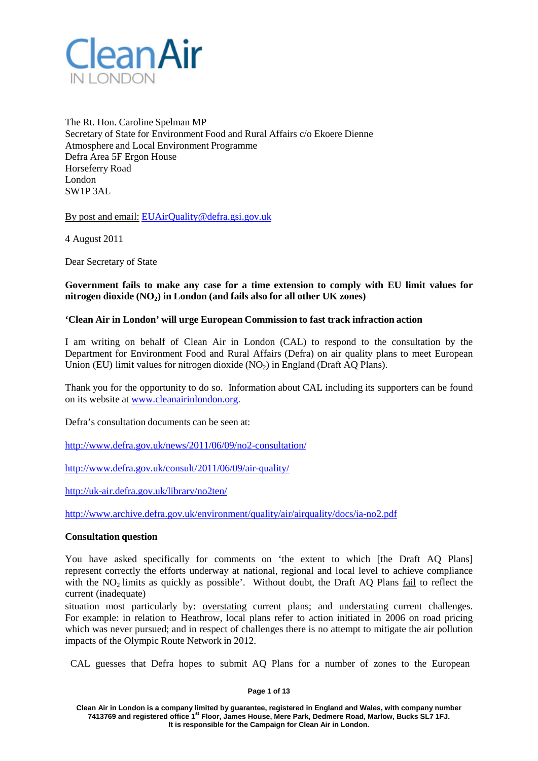# Clean Air IN LONDON

The Rt. Hon. Caroline Spelman MP
Secretary of State for Environment Food and Rural Affairs c/o Ekoere Dienne
Atmosphere and Local Environment Programme
Defra Area 5F Ergon House
Horseferry Road
London
SW1P 3AL

By post and email: EUAirQuality@defra.gsi.gov.uk

4 August 2011

Dear Secretary of State

**Government fails to make any case for a time extension to comply with EU limit values for nitrogen dioxide ($NO_2$) in London (and fails also for all other UK zones)**

**'Clean Air in London' will urge European Commission to fast track infraction action**

I am writing on behalf of Clean Air in London (CAL) to respond to the consultation by the Department for Environment Food and Rural Affairs (Defra) on air quality plans to meet European Union (EU) limit values for nitrogen dioxide ($NO_2$) in England (Draft AQ Plans).

Thank you for the opportunity to do so. Information about CAL including its supporters can be found on its website at www.cleanairinlondon.org.

Defra's consultation documents can be seen at:

http://www.defra.gov.uk/news/2011/06/09/no2-consultation/

http://www.defra.gov.uk/consult/2011/06/09/air-quality/

http://uk-air.defra.gov.uk/library/no2ten/

http://www.archive.defra.gov.uk/environment/quality/air/airquality/docs/ia-no2.pdf

**Consultation question**

You have asked specifically for comments on 'the extent to which [the Draft AQ Plans] represent correctly the efforts underway at national, regional and local level to achieve compliance with the $NO_2$ limits as quickly as possible'. Without doubt, the Draft AQ Plans fail to reflect the current (inadequate) situation most particularly by: overstating current plans; and understating current challenges. For example: in relation to Heathrow, local plans refer to action initiated in 2006 on road pricing which was never pursued; and in respect of challenges there is no attempt to mitigate the air pollution impacts of the Olympic Route Network in 2012.

CAL guesses that Defra hopes to submit AQ Plans for a number of zones to the European

Clean Air in London is a company limited by guarantee, registered in England and Wales, with company number 7413769 and registered office 1st Floor, James House, Mere Park, Dedmere Road, Marlow, Bucks SL7 1FJ. It is responsible for the Campaign for Clean Air in London.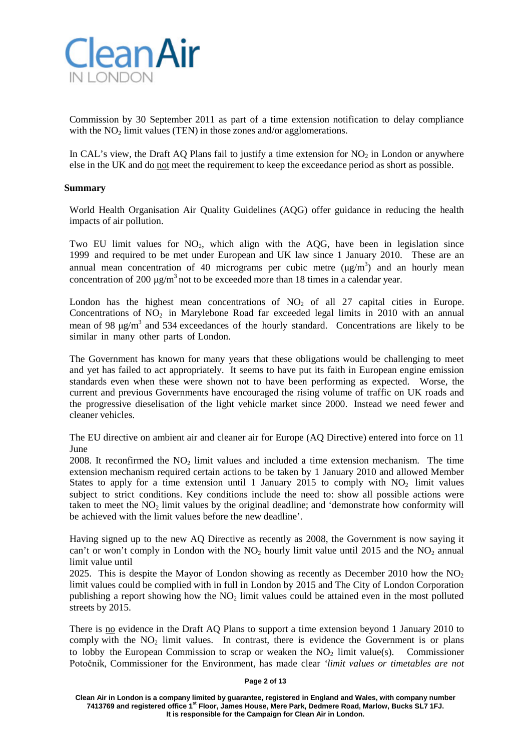Commission by 30 September 2011 as part of a time extension notification to delay compliance with the $NO_2$ limit values (TEN) in those zones and/or agglomerations.

In CAL's view, the Draft AQ Plans fail to justify a time extension for $NO_2$ in London or anywhere else in the UK and do not meet the requirement to keep the exceedance period as short as possible.

**Summary**

World Health Organisation Air Quality Guidelines (AQG) offer guidance in reducing the health impacts of air pollution.

Two EU limit values for $NO_2$, which align with the AQG, have been in legislation since 1999 and required to be met under European and UK law since 1 January 2010. These are an annual mean concentration of 40 micrograms per cubic metre ($\mu g/m^3$) and an hourly mean concentration of 200 $\mu g/m^3$ not to be exceeded more than 18 times in a calendar year.

London has the highest mean concentrations of $NO_2$ of all 27 capital cities in Europe. Concentrations of $NO_2$ in Marylebone Road far exceeded legal limits in 2010 with an annual mean of 98 $\mu g/m^3$ and 534 exceedances of the hourly standard. Concentrations are likely to be similar in many other parts of London.

The Government has known for many years that these obligations would be challenging to meet and yet has failed to act appropriately. It seems to have put its faith in European engine emission standards even when these were shown not to have been performing as expected. Worse, the current and previous Governments have encouraged the rising volume of traffic on UK roads and the progressive dieselisation of the light vehicle market since 2000. Instead we need fewer and cleaner vehicles.

The EU directive on ambient air and cleaner air for Europe (AQ Directive) entered into force on 11 June 2008. It reconfirmed the $NO_2$ limit values and included a time extension mechanism. The time extension mechanism required certain actions to be taken by 1 January 2010 and allowed Member States to apply for a time extension until 1 January 2015 to comply with $NO_2$ limit values subject to strict conditions. Key conditions include the need to: show all possible actions were taken to meet the $NO_2$ limit values by the original deadline; and 'demonstrate how conformity will be achieved with the limit values before the new deadline'.

Having signed up to the new AQ Directive as recently as 2008, the Government is now saying it can't or won't comply in London with the $NO_2$ hourly limit value until 2015 and the $NO_2$ annual limit value until 2025. This is despite the Mayor of London showing as recently as December 2010 how the $NO_2$ limit values could be complied with in full in London by 2015 and The City of London Corporation publishing a report showing how the $NO_2$ limit values could be attained even in the most polluted streets by 2015.

There is no evidence in the Draft AQ Plans to support a time extension beyond 1 January 2010 to comply with the $NO_2$ limit values. In contrast, there is evidence the Government is or plans to lobby the European Commission to scrap or weaken the $NO_2$ limit value(s). Commissioner Potočnik, Commissioner for the Environment, has made clear *'limit values or timetables are not*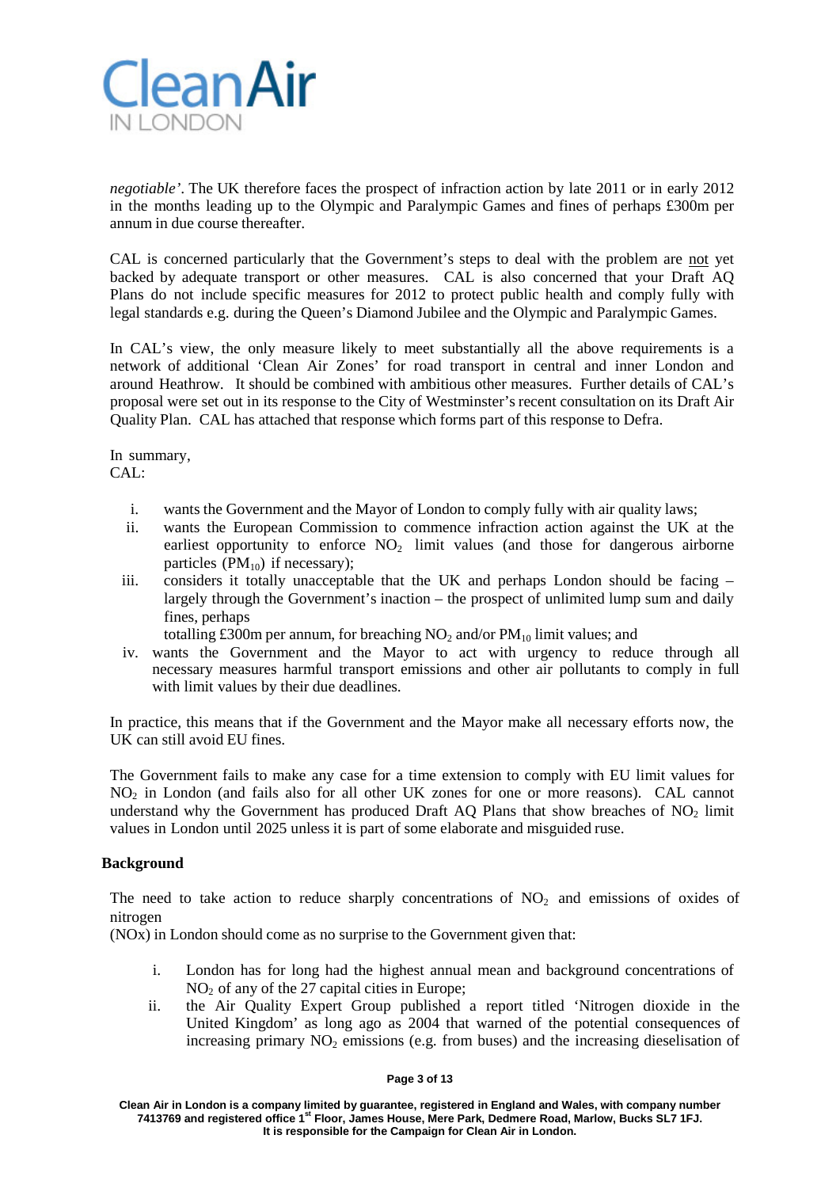*negotiable'*. The UK therefore faces the prospect of infraction action by late 2011 or in early 2012 in the months leading up to the Olympic and Paralympic Games and fines of perhaps £300m per annum in due course thereafter.

CAL is concerned particularly that the Government's steps to deal with the problem are not yet backed by adequate transport or other measures. CAL is also concerned that your Draft AQ Plans do not include specific measures for 2012 to protect public health and comply fully with legal standards e.g. during the Queen's Diamond Jubilee and the Olympic and Paralympic Games.

In CAL's view, the only measure likely to meet substantially all the above requirements is a network of additional 'Clean Air Zones' for road transport in central and inner London and around Heathrow. It should be combined with ambitious other measures. Further details of CAL's proposal were set out in its response to the City of Westminster's recent consultation on its Draft Air Quality Plan. CAL has attached that response which forms part of this response to Defra.

In summary,
CAL:

i. wants the Government and the Mayor of London to comply fully with air quality laws;
ii. wants the European Commission to commence infraction action against the UK at the earliest opportunity to enforce $NO_2$ limit values (and those for dangerous airborne particles ($PM_{10}$) if necessary);
iii. considers it totally unacceptable that the UK and perhaps London should be facing – largely through the Government's inaction – the prospect of unlimited lump sum and daily fines, perhaps totalling £300m per annum, for breaching $NO_2$ and/or $PM_{10}$ limit values; and
iv. wants the Government and the Mayor to act with urgency to reduce through all necessary measures harmful transport emissions and other air pollutants to comply in full with limit values by their due deadlines.

In practice, this means that if the Government and the Mayor make all necessary efforts now, the UK can still avoid EU fines.

The Government fails to make any case for a time extension to comply with EU limit values for $NO_2$ in London (and fails also for all other UK zones for one or more reasons). CAL cannot understand why the Government has produced Draft AQ Plans that show breaches of $NO_2$ limit values in London until 2025 unless it is part of some elaborate and misguided ruse.

## Background

The need to take action to reduce sharply concentrations of $NO_2$ and emissions of oxides of nitrogen (NOx) in London should come as no surprise to the Government given that:

i. London has for long had the highest annual mean and background concentrations of $NO_2$ of any of the 27 capital cities in Europe;
ii. the Air Quality Expert Group published a report titled 'Nitrogen dioxide in the United Kingdom' as long ago as 2004 that warned of the potential consequences of increasing primary $NO_2$ emissions (e.g. from buses) and the increasing dieselisation of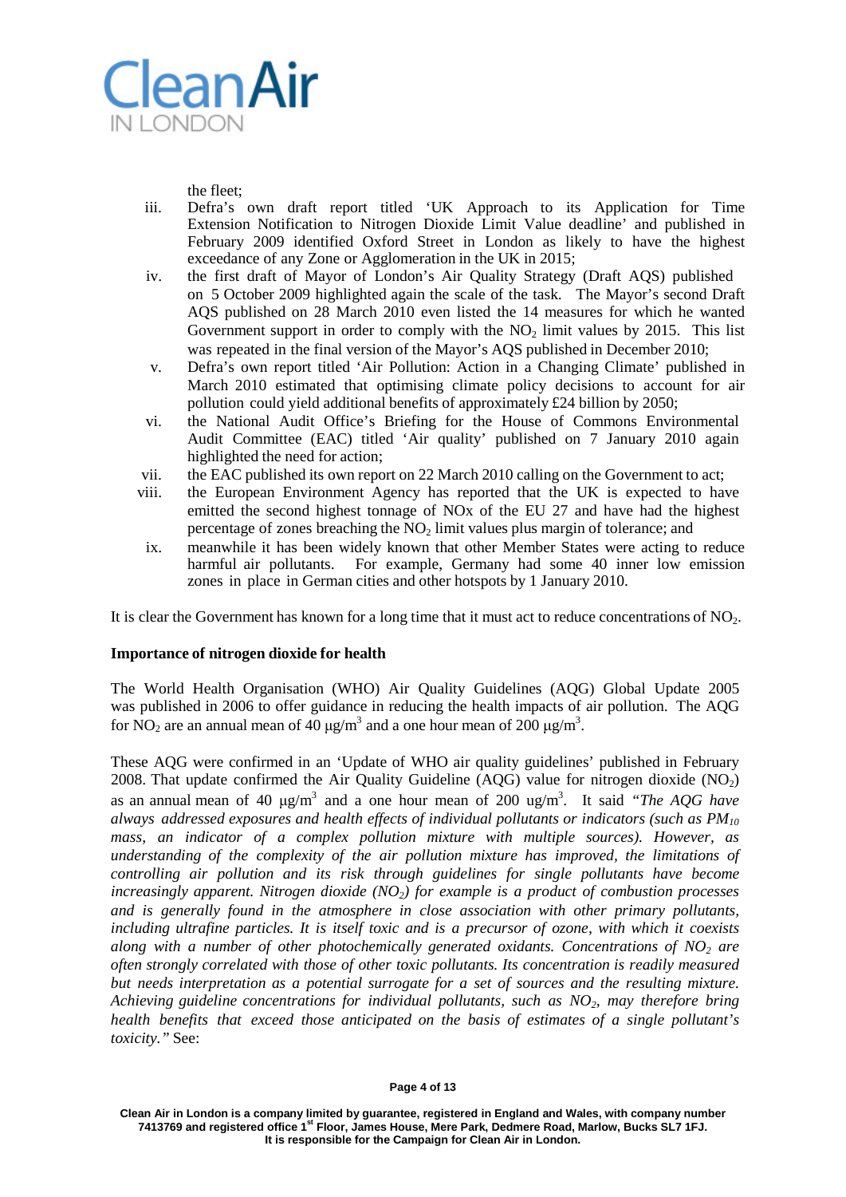the fleet;

iii. Defra's own draft report titled 'UK Approach to its Application for Time Extension Notification to Nitrogen Dioxide Limit Value deadline' and published in February 2009 identified Oxford Street in London as likely to have the highest exceedance of any Zone or Agglomeration in the UK in 2015;

iv. the first draft of Mayor of London's Air Quality Strategy (Draft AQS) published on 5 October 2009 highlighted again the scale of the task. The Mayor's second Draft AQS published on 28 March 2010 even listed the 14 measures for which he wanted Government support in order to comply with the $NO_2$ limit values by 2015. This list was repeated in the final version of the Mayor's AQS published in December 2010;

v. Defra's own report titled 'Air Pollution: Action in a Changing Climate' published in March 2010 estimated that optimising climate policy decisions to account for air pollution could yield additional benefits of approximately £24 billion by 2050;

vi. the National Audit Office's Briefing for the House of Commons Environmental Audit Committee (EAC) titled 'Air quality' published on 7 January 2010 again highlighted the need for action;

vii. the EAC published its own report on 22 March 2010 calling on the Government to act;

viii. the European Environment Agency has reported that the UK is expected to have emitted the second highest tonnage of NOx of the EU 27 and have had the highest percentage of zones breaching the $NO_2$ limit values plus margin of tolerance; and

ix. meanwhile it has been widely known that other Member States were acting to reduce harmful air pollutants. For example, Germany had some 40 inner low emission zones in place in German cities and other hotspots by 1 January 2010.

It is clear the Government has known for a long time that it must act to reduce concentrations of $NO_2$.

**Importance of nitrogen dioxide for health**

The World Health Organisation (WHO) Air Quality Guidelines (AQG) Global Update 2005 was published in 2006 to offer guidance in reducing the health impacts of air pollution. The AQG for $NO_2$ are an annual mean of 40 $\mu g/m^3$ and a one hour mean of 200 $\mu g/m^3$.

These AQG were confirmed in an 'Update of WHO air quality guidelines' published in February 2008. That update confirmed the Air Quality Guideline (AQG) value for nitrogen dioxide ($NO_2$) as an annual mean of 40 $\mu g/m^3$ and a one hour mean of 200 $ug/m^3$. It said *"The AQG have always addressed exposures and health effects of individual pollutants or indicators (such as $PM_{10}$ mass, an indicator of a complex pollution mixture with multiple sources). However, as understanding of the complexity of the air pollution mixture has improved, the limitations of controlling air pollution and its risk through guidelines for single pollutants have become increasingly apparent. Nitrogen dioxide ($NO_2$) for example is a product of combustion processes and is generally found in the atmosphere in close association with other primary pollutants, including ultrafine particles. It is itself toxic and is a precursor of ozone, with which it coexists along with a number of other photochemically generated oxidants. Concentrations of $NO_2$ are often strongly correlated with those of other toxic pollutants. Its concentration is readily measured but needs interpretation as a potential surrogate for a set of sources and the resulting mixture. Achieving guideline concentrations for individual pollutants, such as $NO_2$, may therefore bring health benefits that exceed those anticipated on the basis of estimates of a single pollutant's toxicity."* See: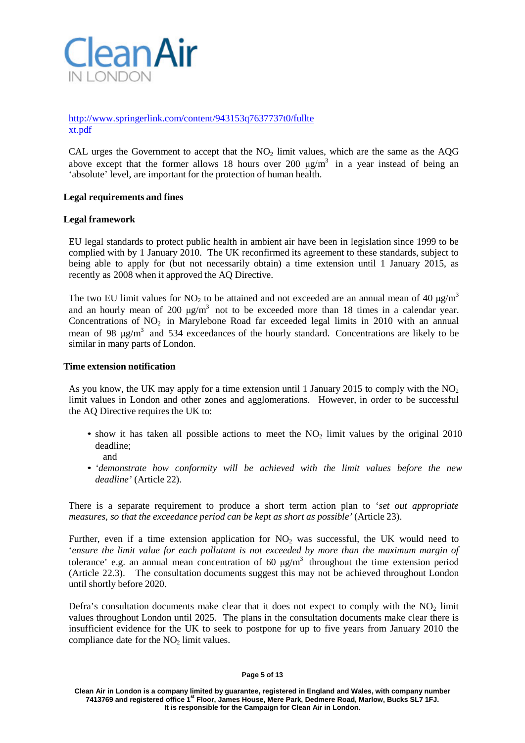http://www.springerlink.com/content/943153q7637737t0/fulltext.pdf

CAL urges the Government to accept that the $NO_2$ limit values, which are the same as the AQG above except that the former allows 18 hours over 200 $\mu g/m^3$ in a year instead of being an 'absolute' level, are important for the protection of human health.

**Legal requirements and fines**

**Legal framework**

EU legal standards to protect public health in ambient air have been in legislation since 1999 to be complied with by 1 January 2010. The UK reconfirmed its agreement to these standards, subject to being able to apply for (but not necessarily obtain) a time extension until 1 January 2015, as recently as 2008 when it approved the AQ Directive.

The two EU limit values for $NO_2$ to be attained and not exceeded are an annual mean of 40 $\mu g/m^3$ and an hourly mean of 200 $\mu g/m^3$ not to be exceeded more than 18 times in a calendar year. Concentrations of $NO_2$ in Marylebone Road far exceeded legal limits in 2010 with an annual mean of 98 $\mu g/m^3$ and 534 exceedances of the hourly standard. Concentrations are likely to be similar in many parts of London.

**Time extension notification**

As you know, the UK may apply for a time extension until 1 January 2015 to comply with the $NO_2$ limit values in London and other zones and agglomerations. However, in order to be successful the AQ Directive requires the UK to:

- show it has taken all possible actions to meet the $NO_2$ limit values by the original 2010 deadline;
  and
- *'demonstrate how conformity will be achieved with the limit values before the new deadline'* (Article 22).

There is a separate requirement to produce a short term action plan to '*set out appropriate measures, so that the exceedance period can be kept as short as possible'* (Article 23).

Further, even if a time extension application for $NO_2$ was successful, the UK would need to '*ensure the limit value for each pollutant is not exceeded by more than the maximum margin of* tolerance' e.g. an annual mean concentration of 60 $\mu g/m^3$ throughout the time extension period (Article 22.3). The consultation documents suggest this may not be achieved throughout London until shortly before 2020.

Defra's consultation documents make clear that it does <u>not</u> expect to comply with the $NO_2$ limit values throughout London until 2025. The plans in the consultation documents make clear there is insufficient evidence for the UK to seek to postpone for up to five years from January 2010 the compliance date for the $NO_2$ limit values.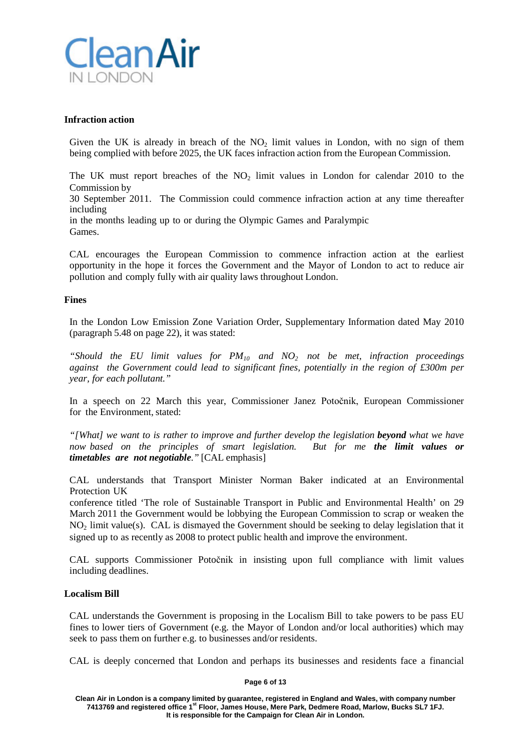**Infraction action**

Given the UK is already in breach of the $NO_2$ limit values in London, with no sign of them being complied with before 2025, the UK faces infraction action from the European Commission.

The UK must report breaches of the $NO_2$ limit values in London for calendar 2010 to the Commission by 30 September 2011. The Commission could commence infraction action at any time thereafter including in the months leading up to or during the Olympic Games and Paralympic Games.

CAL encourages the European Commission to commence infraction action at the earliest opportunity in the hope it forces the Government and the Mayor of London to act to reduce air pollution and comply fully with air quality laws throughout London.

**Fines**

In the London Low Emission Zone Variation Order, Supplementary Information dated May 2010 (paragraph 5.48 on page 22), it was stated:

*"Should the EU limit values for $PM_{10}$ and $NO_2$ not be met, infraction proceedings against the Government could lead to significant fines, potentially in the region of £300m per year, for each pollutant."*

In a speech on 22 March this year, Commissioner Janez Potočnik, European Commissioner for the Environment, stated:

*"[What] we want to is rather to improve and further develop the legislation **beyond** what we have now based on the principles of smart legislation. But for me **the limit values or timetables are not negotiable**."* [CAL emphasis]

CAL understands that Transport Minister Norman Baker indicated at an Environmental Protection UK conference titled 'The role of Sustainable Transport in Public and Environmental Health' on 29 March 2011 the Government would be lobbying the European Commission to scrap or weaken the $NO_2$ limit value(s). CAL is dismayed the Government should be seeking to delay legislation that it signed up to as recently as 2008 to protect public health and improve the environment.

CAL supports Commissioner Potočnik in insisting upon full compliance with limit values including deadlines.

**Localism Bill**

CAL understands the Government is proposing in the Localism Bill to take powers to be pass EU fines to lower tiers of Government (e.g. the Mayor of London and/or local authorities) which may seek to pass them on further e.g. to businesses and/or residents.

CAL is deeply concerned that London and perhaps its businesses and residents face a financial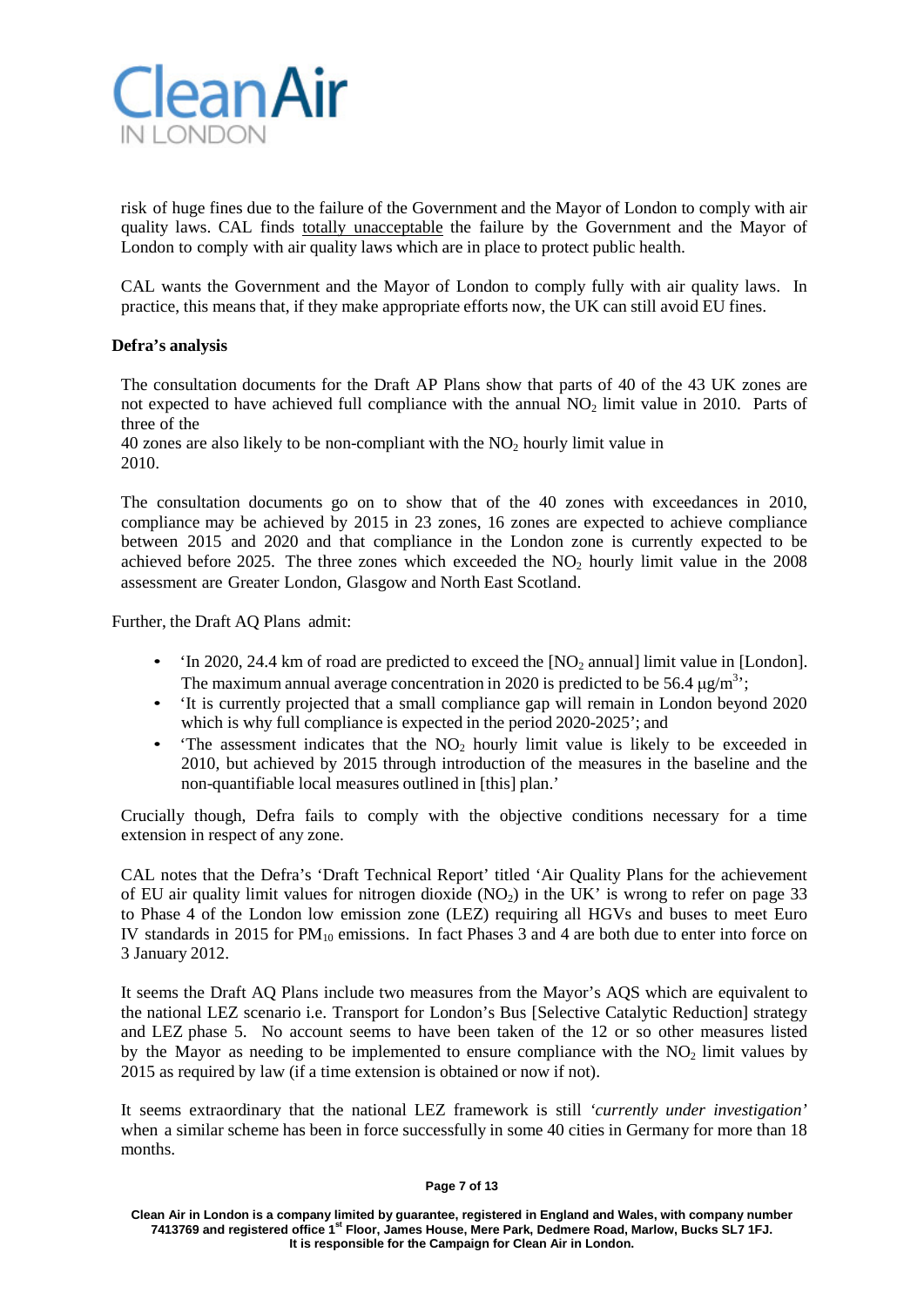risk of huge fines due to the failure of the Government and the Mayor of London to comply with air quality laws. CAL finds totally unacceptable the failure by the Government and the Mayor of London to comply with air quality laws which are in place to protect public health.

CAL wants the Government and the Mayor of London to comply fully with air quality laws. In practice, this means that, if they make appropriate efforts now, the UK can still avoid EU fines.

**Defra's analysis**

The consultation documents for the Draft AP Plans show that parts of 40 of the 43 UK zones are not expected to have achieved full compliance with the annual $NO_2$ limit value in 2010. Parts of three of the 40 zones are also likely to be non-compliant with the $NO_2$ hourly limit value in 2010.

The consultation documents go on to show that of the 40 zones with exceedances in 2010, compliance may be achieved by 2015 in 23 zones, 16 zones are expected to achieve compliance between 2015 and 2020 and that compliance in the London zone is currently expected to be achieved before 2025. The three zones which exceeded the $NO_2$ hourly limit value in the 2008 assessment are Greater London, Glasgow and North East Scotland.

Further, the Draft AQ Plans admit:

- 'In 2020, 24.4 km of road are predicted to exceed the [$NO_2$ annual] limit value in [London]. The maximum annual average concentration in 2020 is predicted to be 56.4 $\mu g/m^3$';
- 'It is currently projected that a small compliance gap will remain in London beyond 2020 which is why full compliance is expected in the period 2020-2025'; and
- 'The assessment indicates that the $NO_2$ hourly limit value is likely to be exceeded in 2010, but achieved by 2015 through introduction of the measures in the baseline and the non-quantifiable local measures outlined in [this] plan.'

Crucially though, Defra fails to comply with the objective conditions necessary for a time extension in respect of any zone.

CAL notes that the Defra's 'Draft Technical Report' titled 'Air Quality Plans for the achievement of EU air quality limit values for nitrogen dioxide ($NO_2$) in the UK' is wrong to refer on page 33 to Phase 4 of the London low emission zone (LEZ) requiring all HGVs and buses to meet Euro IV standards in 2015 for $PM_{10}$ emissions. In fact Phases 3 and 4 are both due to enter into force on 3 January 2012.

It seems the Draft AQ Plans include two measures from the Mayor's AQS which are equivalent to the national LEZ scenario i.e. Transport for London's Bus [Selective Catalytic Reduction] strategy and LEZ phase 5. No account seems to have been taken of the 12 or so other measures listed by the Mayor as needing to be implemented to ensure compliance with the $NO_2$ limit values by 2015 as required by law (if a time extension is obtained or now if not).

It seems extraordinary that the national LEZ framework is still *'currently under investigation'* when a similar scheme has been in force successfully in some 40 cities in Germany for more than 18 months.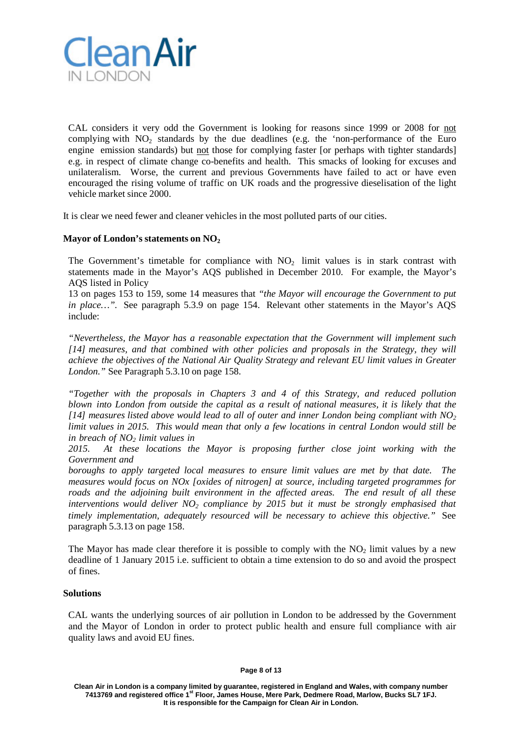CAL considers it very odd the Government is looking for reasons since 1999 or 2008 for not complying with $NO_2$ standards by the due deadlines (e.g. the 'non-performance of the Euro engine emission standards) but not those for complying faster [or perhaps with tighter standards] e.g. in respect of climate change co-benefits and health. This smacks of looking for excuses and unilateralism. Worse, the current and previous Governments have failed to act or have even encouraged the rising volume of traffic on UK roads and the progressive dieselisation of the light vehicle market since 2000.

It is clear we need fewer and cleaner vehicles in the most polluted parts of our cities.

**Mayor of London's statements on $NO_2$**

The Government's timetable for compliance with $NO_2$ limit values is in stark contrast with statements made in the Mayor's AQS published in December 2010. For example, the Mayor's AQS listed in Policy 13 on pages 153 to 159, some 14 measures that *"the Mayor will encourage the Government to put in place…"*. See paragraph 5.3.9 on page 154. Relevant other statements in the Mayor's AQS include:

*"Nevertheless, the Mayor has a reasonable expectation that the Government will implement such [14] measures, and that combined with other policies and proposals in the Strategy, they will achieve the objectives of the National Air Quality Strategy and relevant EU limit values in Greater London."* See Paragraph 5.3.10 on page 158.

*"Together with the proposals in Chapters 3 and 4 of this Strategy, and reduced pollution blown into London from outside the capital as a result of national measures, it is likely that the [14] measures listed above would lead to all of outer and inner London being compliant with $NO_2$ limit values in 2015. This would mean that only a few locations in central London would still be in breach of $NO_2$ limit values in 2015. At these locations the Mayor is proposing further close joint working with the Government and boroughs to apply targeted local measures to ensure limit values are met by that date. The measures would focus on NOx [oxides of nitrogen] at source, including targeted programmes for roads and the adjoining built environment in the affected areas. The end result of all these interventions would deliver $NO_2$ compliance by 2015 but it must be strongly emphasised that timely implementation, adequately resourced will be necessary to achieve this objective."* See paragraph 5.3.13 on page 158.

The Mayor has made clear therefore it is possible to comply with the $NO_2$ limit values by a new deadline of 1 January 2015 i.e. sufficient to obtain a time extension to do so and avoid the prospect of fines.

**Solutions**

CAL wants the underlying sources of air pollution in London to be addressed by the Government and the Mayor of London in order to protect public health and ensure full compliance with air quality laws and avoid EU fines.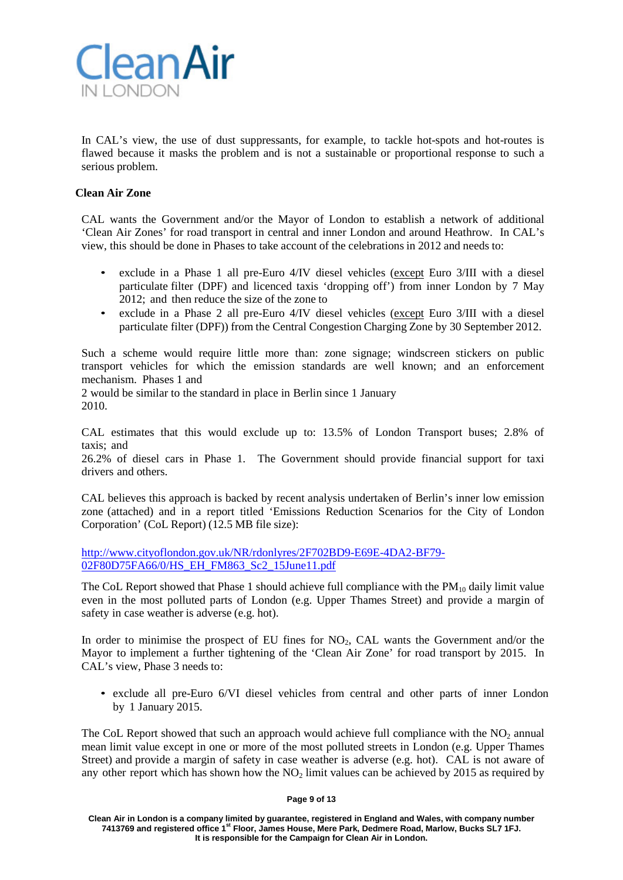In CAL's view, the use of dust suppressants, for example, to tackle hot-spots and hot-routes is flawed because it masks the problem and is not a sustainable or proportional response to such a serious problem.

**Clean Air Zone**

CAL wants the Government and/or the Mayor of London to establish a network of additional 'Clean Air Zones' for road transport in central and inner London and around Heathrow. In CAL's view, this should be done in Phases to take account of the celebrations in 2012 and needs to:

- exclude in a Phase 1 all pre-Euro 4/IV diesel vehicles (except Euro 3/III with a diesel particulate filter (DPF) and licenced taxis 'dropping off') from inner London by 7 May 2012; and then reduce the size of the zone to
- exclude in a Phase 2 all pre-Euro 4/IV diesel vehicles (except Euro 3/III with a diesel particulate filter (DPF)) from the Central Congestion Charging Zone by 30 September 2012.

Such a scheme would require little more than: zone signage; windscreen stickers on public transport vehicles for which the emission standards are well known; and an enforcement mechanism. Phases 1 and 2 would be similar to the standard in place in Berlin since 1 January 2010.

CAL estimates that this would exclude up to: 13.5% of London Transport buses; 2.8% of taxis; and 26.2% of diesel cars in Phase 1. The Government should provide financial support for taxi drivers and others.

CAL believes this approach is backed by recent analysis undertaken of Berlin's inner low emission zone (attached) and in a report titled 'Emissions Reduction Scenarios for the City of London Corporation' (CoL Report) (12.5 MB file size):

http://www.cityoflondon.gov.uk/NR/rdonlyres/2F702BD9-E69E-4DA2-BF79-02F80D75FA66/0/HS_EH_FM863_Sc2_15June11.pdf

The CoL Report showed that Phase 1 should achieve full compliance with the $PM_{10}$ daily limit value even in the most polluted parts of London (e.g. Upper Thames Street) and provide a margin of safety in case weather is adverse (e.g. hot).

In order to minimise the prospect of EU fines for $NO_2$, CAL wants the Government and/or the Mayor to implement a further tightening of the 'Clean Air Zone' for road transport by 2015. In CAL's view, Phase 3 needs to:

- exclude all pre-Euro 6/VI diesel vehicles from central and other parts of inner London by 1 January 2015.

The CoL Report showed that such an approach would achieve full compliance with the $NO_2$ annual mean limit value except in one or more of the most polluted streets in London (e.g. Upper Thames Street) and provide a margin of safety in case weather is adverse (e.g. hot). CAL is not aware of any other report which has shown how the $NO_2$ limit values can be achieved by 2015 as required by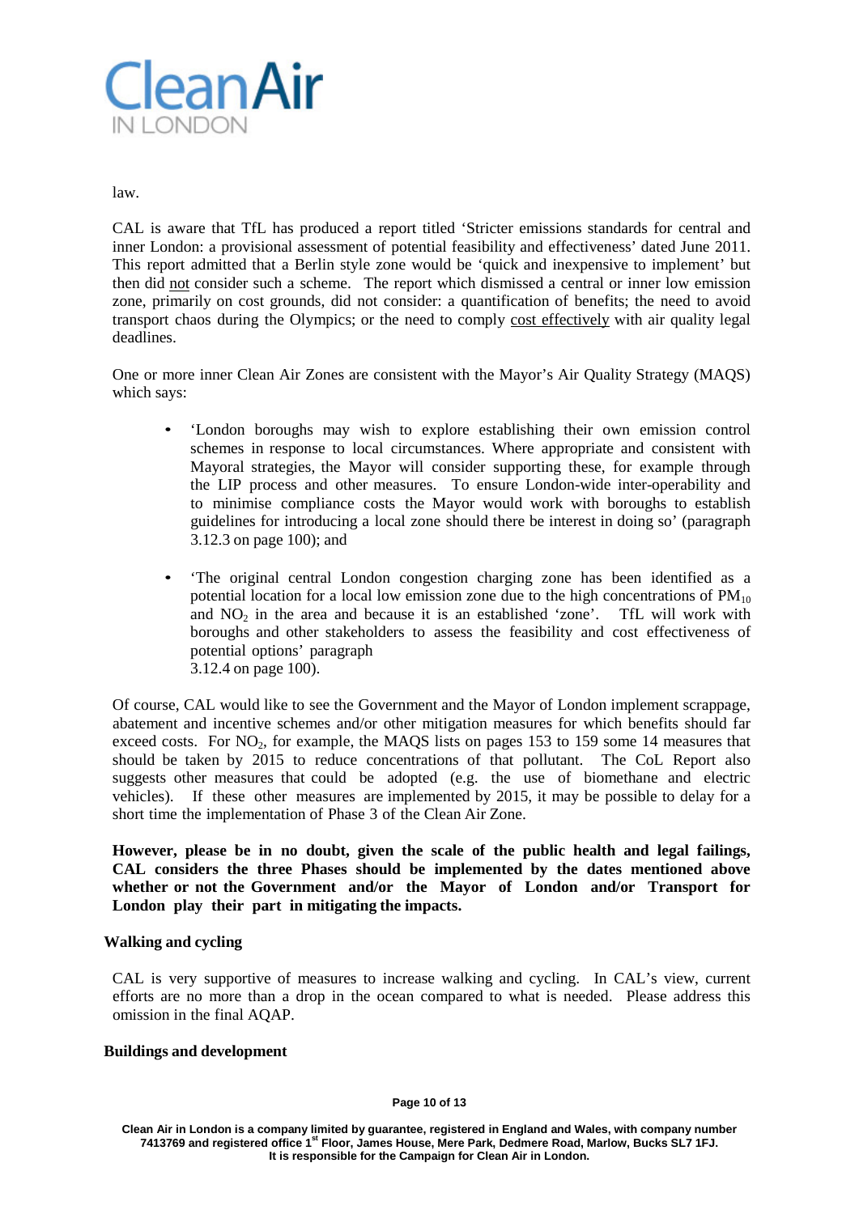law.

CAL is aware that TfL has produced a report titled 'Stricter emissions standards for central and inner London: a provisional assessment of potential feasibility and effectiveness' dated June 2011. This report admitted that a Berlin style zone would be 'quick and inexpensive to implement' but then did not consider such a scheme. The report which dismissed a central or inner low emission zone, primarily on cost grounds, did not consider: a quantification of benefits; the need to avoid transport chaos during the Olympics; or the need to comply cost effectively with air quality legal deadlines.

One or more inner Clean Air Zones are consistent with the Mayor's Air Quality Strategy (MAQS) which says:

- 'London boroughs may wish to explore establishing their own emission control schemes in response to local circumstances. Where appropriate and consistent with Mayoral strategies, the Mayor will consider supporting these, for example through the LIP process and other measures. To ensure London-wide inter-operability and to minimise compliance costs the Mayor would work with boroughs to establish guidelines for introducing a local zone should there be interest in doing so' (paragraph 3.12.3 on page 100); and
- 'The original central London congestion charging zone has been identified as a potential location for a local low emission zone due to the high concentrations of $PM_{10}$ and $NO_2$ in the area and because it is an established 'zone'. TfL will work with boroughs and other stakeholders to assess the feasibility and cost effectiveness of potential options' paragraph 3.12.4 on page 100).

Of course, CAL would like to see the Government and the Mayor of London implement scrappage, abatement and incentive schemes and/or other mitigation measures for which benefits should far exceed costs. For $NO_2$, for example, the MAQS lists on pages 153 to 159 some 14 measures that should be taken by 2015 to reduce concentrations of that pollutant. The CoL Report also suggests other measures that could be adopted (e.g. the use of biomethane and electric vehicles). If these other measures are implemented by 2015, it may be possible to delay for a short time the implementation of Phase 3 of the Clean Air Zone.

**However, please be in no doubt, given the scale of the public health and legal failings, CAL considers the three Phases should be implemented by the dates mentioned above whether or not the Government and/or the Mayor of London and/or Transport for London play their part in mitigating the impacts.**

**Walking and cycling**

CAL is very supportive of measures to increase walking and cycling. In CAL's view, current efforts are no more than a drop in the ocean compared to what is needed. Please address this omission in the final AQAP.

**Buildings and development**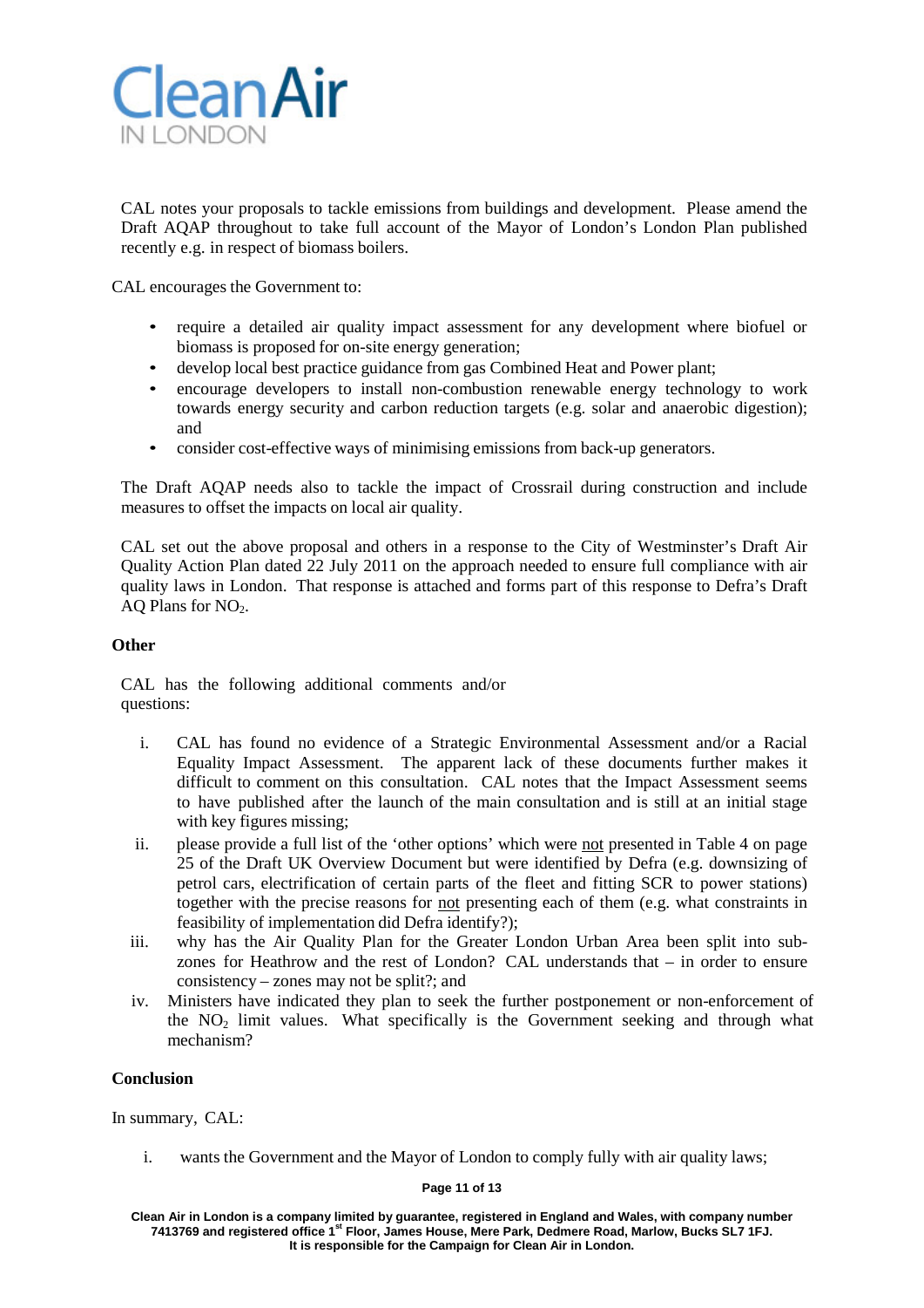CAL notes your proposals to tackle emissions from buildings and development. Please amend the Draft AQAP throughout to take full account of the Mayor of London's London Plan published recently e.g. in respect of biomass boilers.

CAL encourages the Government to:

- require a detailed air quality impact assessment for any development where biofuel or biomass is proposed for on-site energy generation;
- develop local best practice guidance from gas Combined Heat and Power plant;
- encourage developers to install non-combustion renewable energy technology to work towards energy security and carbon reduction targets (e.g. solar and anaerobic digestion); and
- consider cost-effective ways of minimising emissions from back-up generators.

The Draft AQAP needs also to tackle the impact of Crossrail during construction and include measures to offset the impacts on local air quality.

CAL set out the above proposal and others in a response to the City of Westminster's Draft Air Quality Action Plan dated 22 July 2011 on the approach needed to ensure full compliance with air quality laws in London. That response is attached and forms part of this response to Defra's Draft AQ Plans for $NO_2$.

**Other**

CAL has the following additional comments and/or questions:

i. CAL has found no evidence of a Strategic Environmental Assessment and/or a Racial Equality Impact Assessment. The apparent lack of these documents further makes it difficult to comment on this consultation. CAL notes that the Impact Assessment seems to have published after the launch of the main consultation and is still at an initial stage with key figures missing;

ii. please provide a full list of the 'other options' which were not presented in Table 4 on page 25 of the Draft UK Overview Document but were identified by Defra (e.g. downsizing of petrol cars, electrification of certain parts of the fleet and fitting SCR to power stations) together with the precise reasons for not presenting each of them (e.g. what constraints in feasibility of implementation did Defra identify?);

iii. why has the Air Quality Plan for the Greater London Urban Area been split into sub-zones for Heathrow and the rest of London? CAL understands that – in order to ensure consistency – zones may not be split?; and

iv. Ministers have indicated they plan to seek the further postponement or non-enforcement of the $NO_2$ limit values. What specifically is the Government seeking and through what mechanism?

**Conclusion**

In summary, CAL:

i. wants the Government and the Mayor of London to comply fully with air quality laws;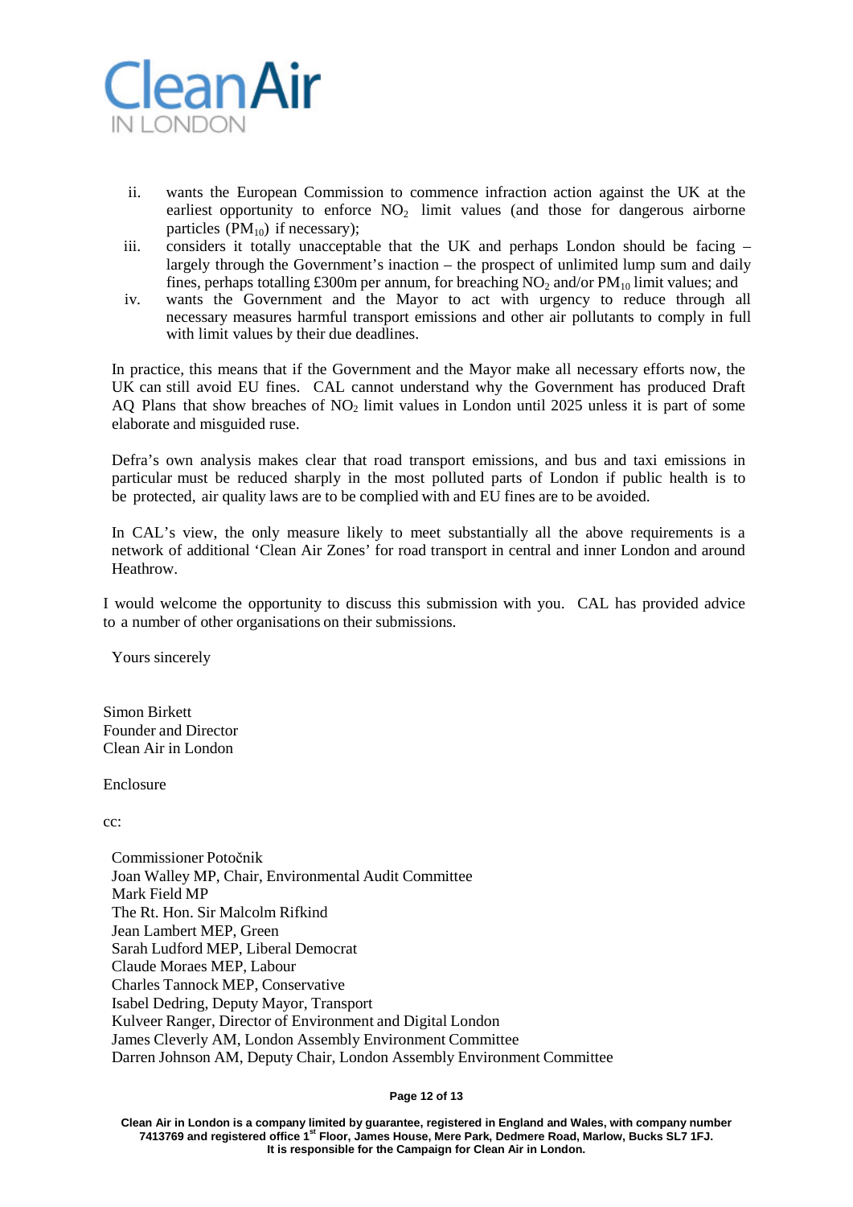ii. wants the European Commission to commence infraction action against the UK at the earliest opportunity to enforce $NO_2$ limit values (and those for dangerous airborne particles ($PM_{10}$) if necessary);
iii. considers it totally unacceptable that the UK and perhaps London should be facing – largely through the Government's inaction – the prospect of unlimited lump sum and daily fines, perhaps totalling £300m per annum, for breaching $NO_2$ and/or $PM_{10}$ limit values; and
iv. wants the Government and the Mayor to act with urgency to reduce through all necessary measures harmful transport emissions and other air pollutants to comply in full with limit values by their due deadlines.

In practice, this means that if the Government and the Mayor make all necessary efforts now, the UK can still avoid EU fines. CAL cannot understand why the Government has produced Draft AQ Plans that show breaches of $NO_2$ limit values in London until 2025 unless it is part of some elaborate and misguided ruse.

Defra's own analysis makes clear that road transport emissions, and bus and taxi emissions in particular must be reduced sharply in the most polluted parts of London if public health is to be protected, air quality laws are to be complied with and EU fines are to be avoided.

In CAL's view, the only measure likely to meet substantially all the above requirements is a network of additional 'Clean Air Zones' for road transport in central and inner London and around Heathrow.

I would welcome the opportunity to discuss this submission with you. CAL has provided advice to a number of other organisations on their submissions.

Yours sincerely

Simon Birkett
Founder and Director
Clean Air in London

Enclosure

cc:

Commissioner Potočnik
Joan Walley MP, Chair, Environmental Audit Committee
Mark Field MP
The Rt. Hon. Sir Malcolm Rifkind
Jean Lambert MEP, Green
Sarah Ludford MEP, Liberal Democrat
Claude Moraes MEP, Labour
Charles Tannock MEP, Conservative
Isabel Dedring, Deputy Mayor, Transport
Kulveer Ranger, Director of Environment and Digital London
James Cleverly AM, London Assembly Environment Committee
Darren Johnson AM, Deputy Chair, London Assembly Environment Committee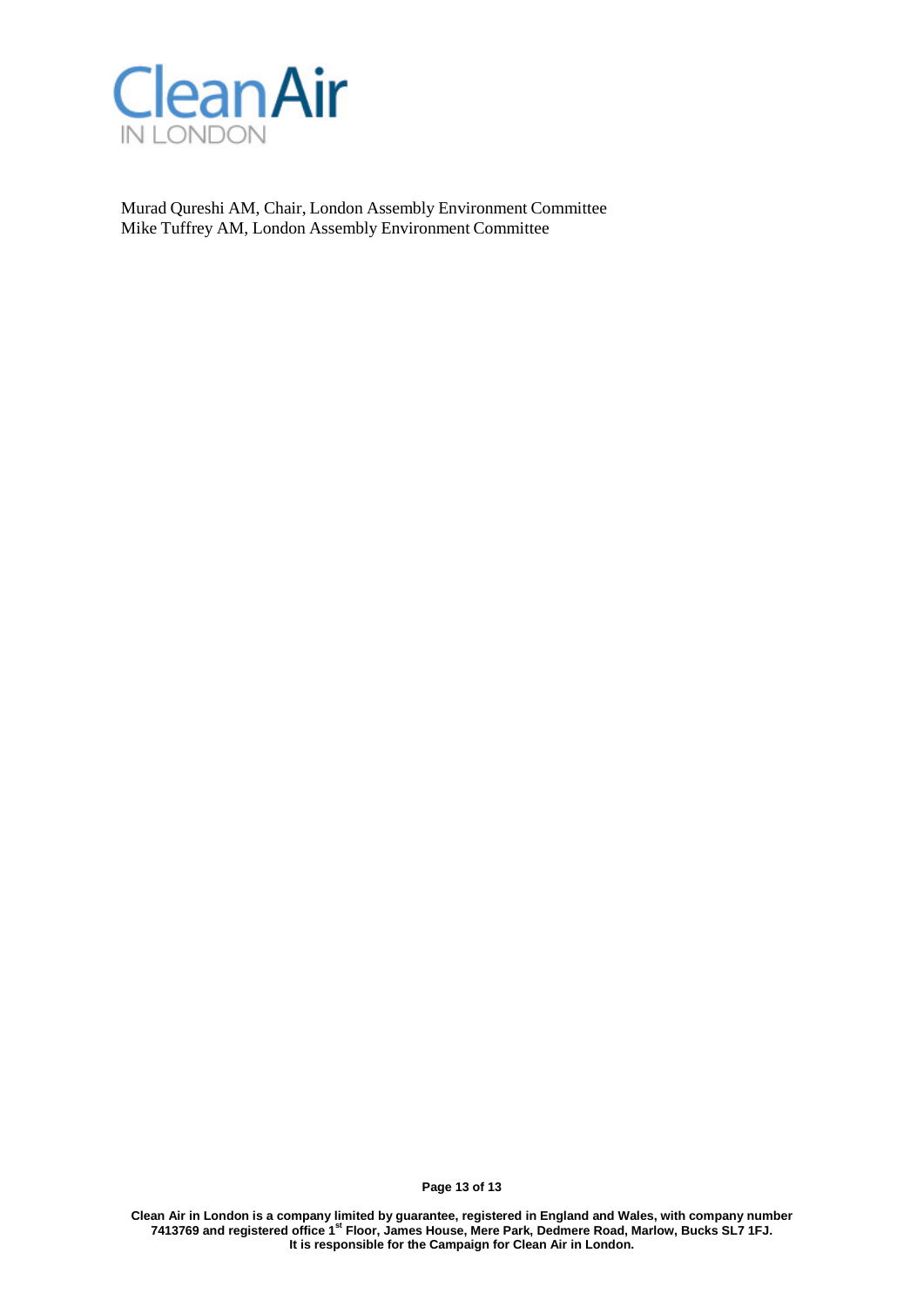Murad Qureshi AM, Chair, London Assembly Environment Committee
Mike Tuffrey AM, London Assembly Environment Committee